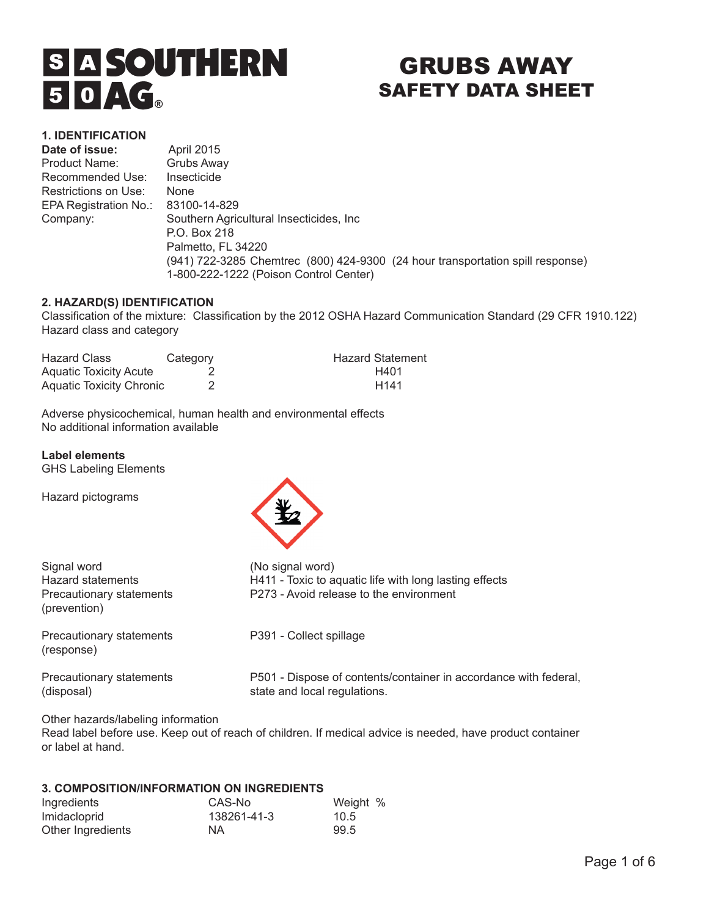# SOUTHERN AG

# GRUBS AWAY
## SAFETY DATA SHEET

### 1. IDENTIFICATION

**Date of issue:** April 2015
Product Name: Grubs Away
Recommended Use: Insecticide
Restrictions on Use: None
EPA Registration No.: 83100-14-829
Company: Southern Agricultural Insecticides, Inc
P.O. Box 218
Palmetto, FL 34220
(941) 722-3285 Chemtrec (800) 424-9300 (24 hour transportation spill response)
1-800-222-1222 (Poison Control Center)

### 2. HAZARD(S) IDENTIFICATION

Classification of the mixture: Classification by the 2012 OSHA Hazard Communication Standard (29 CFR 1910.122)
Hazard class and category

| Hazard Class | Category | Hazard Statement |
|---|---|---|
| Aquatic Toxicity Acute | 2 | H401 |
| Aquatic Toxicity Chronic | 2 | H141 |

Adverse physicochemical, human health and environmental effects
No additional information available

**Label elements**
GHS Labeling Elements

Hazard pictograms

| | |
|---|---|
| Signal word | (No signal word) |
| Hazard statements | H411 - Toxic to aquatic life with long lasting effects |
| Precautionary statements (prevention) | P273 - Avoid release to the environment |
| Precautionary statements (response) | P391 - Collect spillage |
| Precautionary statements (disposal) | P501 - Dispose of contents/container in accordance with federal, state and local regulations. |

Other hazards/labeling information
Read label before use. Keep out of reach of children. If medical advice is needed, have product container or label at hand.

### 3. COMPOSITION/INFORMATION ON INGREDIENTS

| Ingredients | CAS-No | Weight % |
|---|---|---|
| Imidacloprid | 138261-41-3 | 10.5 |
| Other Ingredients | NA | 99.5 |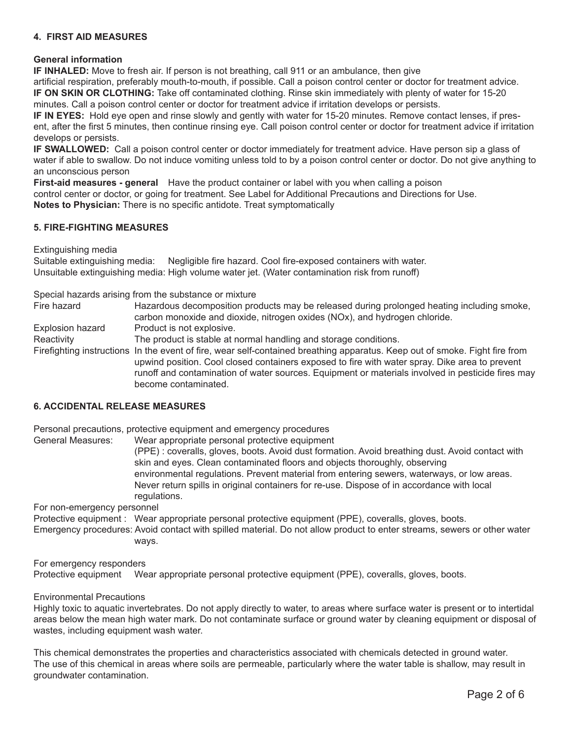## 4. FIRST AID MEASURES

**General information**

**IF INHALED:** Move to fresh air. If person is not breathing, call 911 or an ambulance, then give artificial respiration, preferably mouth-to-mouth, if possible. Call a poison control center or doctor for treatment advice.

**IF ON SKIN OR CLOTHING:** Take off contaminated clothing. Rinse skin immediately with plenty of water for 15-20 minutes. Call a poison control center or doctor for treatment advice if irritation develops or persists.

**IF IN EYES:** Hold eye open and rinse slowly and gently with water for 15-20 minutes. Remove contact lenses, if present, after the first 5 minutes, then continue rinsing eye. Call poison control center or doctor for treatment advice if irritation develops or persists.

**IF SWALLOWED:** Call a poison control center or doctor immediately for treatment advice. Have person sip a glass of water if able to swallow. Do not induce vomiting unless told to by a poison control center or doctor. Do not give anything to an unconscious person

**First-aid measures - general** Have the product container or label with you when calling a poison control center or doctor, or going for treatment. See Label for Additional Precautions and Directions for Use.

**Notes to Physician:** There is no specific antidote. Treat symptomatically

## 5. FIRE-FIGHTING MEASURES

Extinguishing media

Suitable extinguishing media: Negligible fire hazard. Cool fire-exposed containers with water.

Unsuitable extinguishing media: High volume water jet. (Water contamination risk from runoff)

Special hazards arising from the substance or mixture

Fire hazard: Hazardous decomposition products may be released during prolonged heating including smoke, carbon monoxide and dioxide, nitrogen oxides (NOx), and hydrogen chloride.

Explosion hazard: Product is not explosive.

Reactivity: The product is stable at normal handling and storage conditions.

Firefighting instructions: In the event of fire, wear self-contained breathing apparatus. Keep out of smoke. Fight fire from upwind position. Cool closed containers exposed to fire with water spray. Dike area to prevent runoff and contamination of water sources. Equipment or materials involved in pesticide fires may become contaminated.

## 6. ACCIDENTAL RELEASE MEASURES

Personal precautions, protective equipment and emergency procedures

General Measures: Wear appropriate personal protective equipment (PPE) : coveralls, gloves, boots. Avoid dust formation. Avoid breathing dust. Avoid contact with skin and eyes. Clean contaminated floors and objects thoroughly, observing environmental regulations. Prevent material from entering sewers, waterways, or low areas. Never return spills in original containers for re-use. Dispose of in accordance with local regulations.

For non-emergency personnel

Protective equipment : Wear appropriate personal protective equipment (PPE), coveralls, gloves, boots.

Emergency procedures: Avoid contact with spilled material. Do not allow product to enter streams, sewers or other water ways.

For emergency responders

Protective equipment Wear appropriate personal protective equipment (PPE), coveralls, gloves, boots.

Environmental Precautions

Highly toxic to aquatic invertebrates. Do not apply directly to water, to areas where surface water is present or to intertidal areas below the mean high water mark. Do not contaminate surface or ground water by cleaning equipment or disposal of wastes, including equipment wash water.

This chemical demonstrates the properties and characteristics associated with chemicals detected in ground water. The use of this chemical in areas where soils are permeable, particularly where the water table is shallow, may result in groundwater contamination.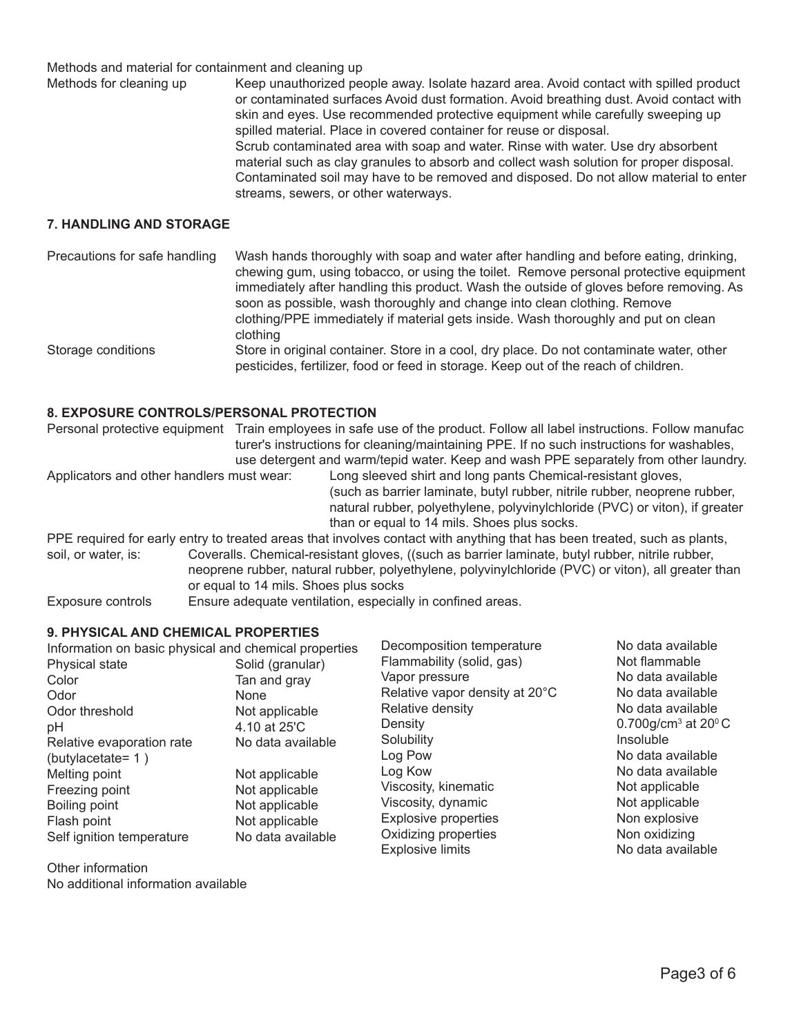Methods and material for containment and cleaning up

| | |
|---|---|
| Methods for cleaning up | Keep unauthorized people away. Isolate hazard area. Avoid contact with spilled product or contaminated surfaces Avoid dust formation. Avoid breathing dust. Avoid contact with skin and eyes. Use recommended protective equipment while carefully sweeping up spilled material. Place in covered container for reuse or disposal.<br>Scrub contaminated area with soap and water. Rinse with water. Use dry absorbent material such as clay granules to absorb and collect wash solution for proper disposal. Contaminated soil may have to be removed and disposed. Do not allow material to enter streams, sewers, or other waterways. |

## 7. HANDLING AND STORAGE

| | |
|---|---|
| Precautions for safe handling | Wash hands thoroughly with soap and water after handling and before eating, drinking, chewing gum, using tobacco, or using the toilet. Remove personal protective equipment immediately after handling this product. Wash the outside of gloves before removing. As soon as possible, wash thoroughly and change into clean clothing. Remove clothing/PPE immediately if material gets inside. Wash thoroughly and put on clean clothing |
| Storage conditions | Store in original container. Store in a cool, dry place. Do not contaminate water, other pesticides, fertilizer, food or feed in storage. Keep out of the reach of children. |

## 8. EXPOSURE CONTROLS/PERSONAL PROTECTION

Personal protective equipment: Train employees in safe use of the product. Follow all label instructions. Follow manufacturer's instructions for cleaning/maintaining PPE. If no such instructions for washables, use detergent and warm/tepid water. Keep and wash PPE separately from other laundry.

Applicators and other handlers must wear: Long sleeved shirt and long pants Chemical-resistant gloves, (such as barrier laminate, butyl rubber, nitrile rubber, neoprene rubber, natural rubber, polyethylene, polyvinylchloride (PVC) or viton), if greater than or equal to 14 mils. Shoes plus socks.

PPE required for early entry to treated areas that involves contact with anything that has been treated, such as plants, soil, or water, is: Coveralls. Chemical-resistant gloves, ((such as barrier laminate, butyl rubber, nitrile rubber, neoprene rubber, natural rubber, polyethylene, polyvinylchloride (PVC) or viton), all greater than or equal to 14 mils. Shoes plus socks

Exposure controls: Ensure adequate ventilation, especially in confined areas.

## 9. PHYSICAL AND CHEMICAL PROPERTIES

Information on basic physical and chemical properties

| Property | Value |
|---|---|
| Physical state | Solid (granular) |
| Color | Tan and gray |
| Odor | None |
| Odor threshold | Not applicable |
| pH | 4.10 at 25'C |
| Relative evaporation rate (butylacetate= 1 ) | No data available |
| Melting point | Not applicable |
| Freezing point | Not applicable |
| Boiling point | Not applicable |
| Flash point | Not applicable |
| Self ignition temperature | No data available |
| Decomposition temperature | No data available |
| Flammability (solid, gas) | Not flammable |
| Vapor pressure | No data available |
| Relative vapor density at 20°C | No data available |
| Relative density | No data available |
| Density | 0.700g/cm$^3$ at 20$^0$C |
| Solubility | Insoluble |
| Log Pow | No data available |
| Log Kow | No data available |
| Viscosity, kinematic | Not applicable |
| Viscosity, dynamic | Not applicable |
| Explosive properties | Non explosive |
| Oxidizing properties | Non oxidizing |
| Explosive limits | No data available |

Other information

No additional information available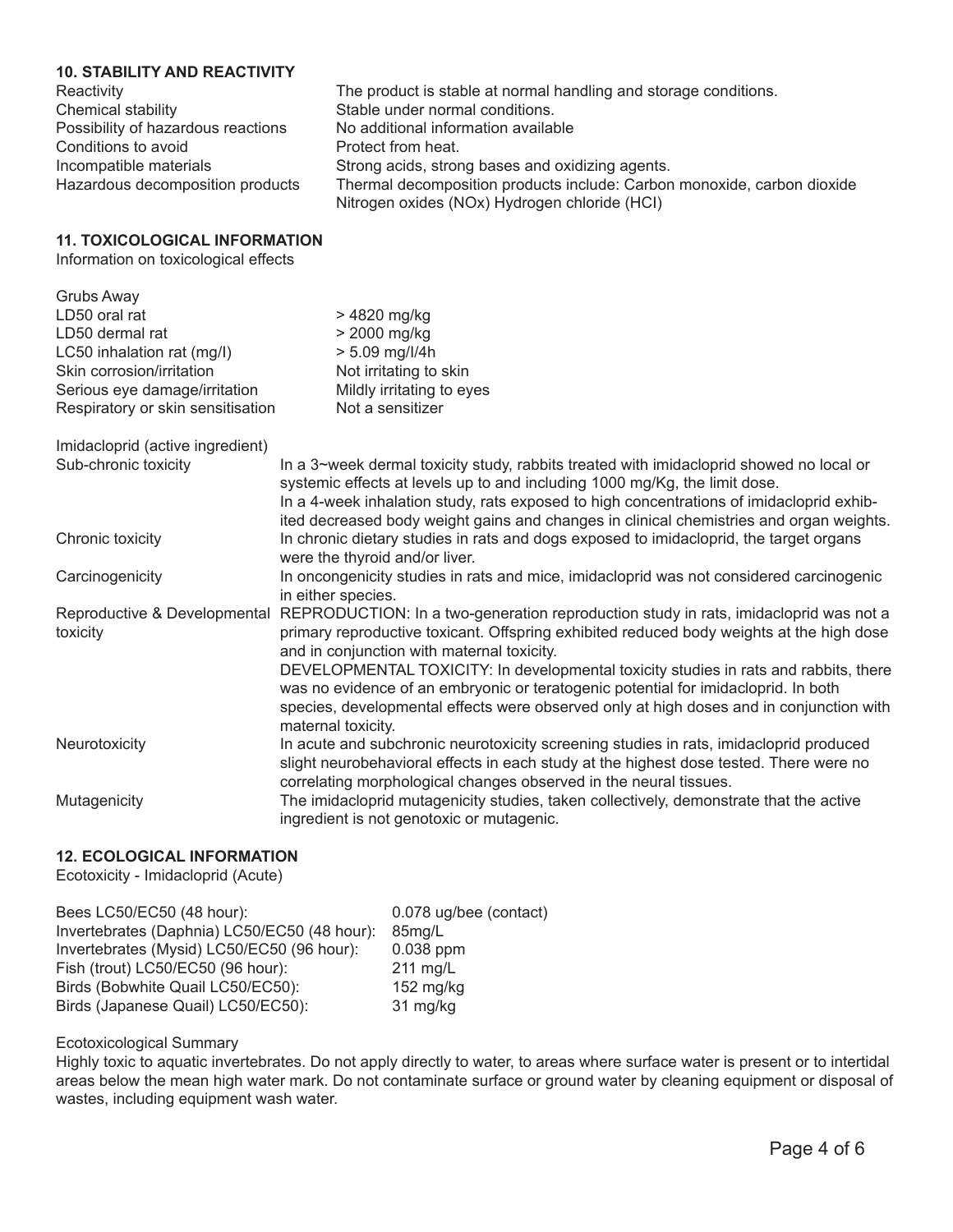## 10. STABILITY AND REACTIVITY

| | |
|---|---|
| Reactivity | The product is stable at normal handling and storage conditions. |
| Chemical stability | Stable under normal conditions. |
| Possibility of hazardous reactions | No additional information available |
| Conditions to avoid | Protect from heat. |
| Incompatible materials | Strong acids, strong bases and oxidizing agents. |
| Hazardous decomposition products | Thermal decomposition products include: Carbon monoxide, carbon dioxide Nitrogen oxides (NOx) Hydrogen chloride (HCl) |

## 11. TOXICOLOGICAL INFORMATION

Information on toxicological effects

Grubs Away

| | |
|---|---|
| LD50 oral rat | > 4820 mg/kg |
| LD50 dermal rat | > 2000 mg/kg |
| LC50 inhalation rat (mg/l) | > 5.09 mg/l/4h |
| Skin corrosion/irritation | Not irritating to skin |
| Serious eye damage/irritation | Mildly irritating to eyes |
| Respiratory or skin sensitisation | Not a sensitizer |

Imidacloprid (active ingredient)

| | |
|---|---|
| Sub-chronic toxicity | In a 3~week dermal toxicity study, rabbits treated with imidacloprid showed no local or systemic effects at levels up to and including 1000 mg/Kg, the limit dose. In a 4-week inhalation study, rats exposed to high concentrations of imidacloprid exhibited decreased body weight gains and changes in clinical chemistries and organ weights. |
| Chronic toxicity | In chronic dietary studies in rats and dogs exposed to imidacloprid, the target organs were the thyroid and/or liver. |
| Carcinogenicity | In oncongenicity studies in rats and mice, imidacloprid was not considered carcinogenic in either species. |
| Reproductive & Developmental toxicity | REPRODUCTION: In a two-generation reproduction study in rats, imidacloprid was not a primary reproductive toxicant. Offspring exhibited reduced body weights at the high dose and in conjunction with maternal toxicity. DEVELOPMENTAL TOXICITY: In developmental toxicity studies in rats and rabbits, there was no evidence of an embryonic or teratogenic potential for imidacloprid. In both species, developmental effects were observed only at high doses and in conjunction with maternal toxicity. |
| Neurotoxicity | In acute and subchronic neurotoxicity screening studies in rats, imidacloprid produced slight neurobehavioral effects in each study at the highest dose tested. There were no correlating morphological changes observed in the neural tissues. |
| Mutagenicity | The imidacloprid mutagenicity studies, taken collectively, demonstrate that the active ingredient is not genotoxic or mutagenic. |

## 12. ECOLOGICAL INFORMATION

Ecotoxicity - Imidacloprid (Acute)

| | |
|---|---|
| Bees LC50/EC50 (48 hour): | 0.078 ug/bee (contact) |
| Invertebrates (Daphnia) LC50/EC50 (48 hour): | 85mg/L |
| Invertebrates (Mysid) LC50/EC50 (96 hour): | 0.038 ppm |
| Fish (trout) LC50/EC50 (96 hour): | 211 mg/L |
| Birds (Bobwhite Quail LC50/EC50): | 152 mg/kg |
| Birds (Japanese Quail) LC50/EC50): | 31 mg/kg |

Ecotoxicological Summary

Highly toxic to aquatic invertebrates. Do not apply directly to water, to areas where surface water is present or to intertidal areas below the mean high water mark. Do not contaminate surface or ground water by cleaning equipment or disposal of wastes, including equipment wash water.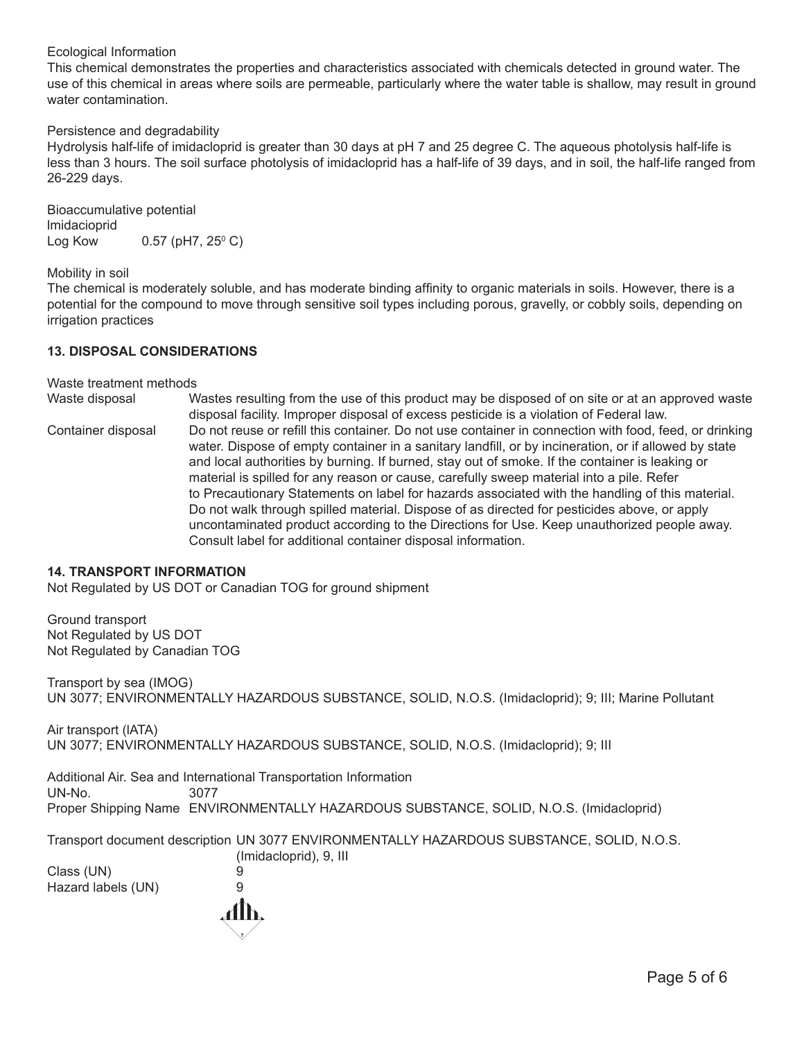Ecological Information

This chemical demonstrates the properties and characteristics associated with chemicals detected in ground water. The use of this chemical in areas where soils are permeable, particularly where the water table is shallow, may result in ground water contamination.

Persistence and degradability

Hydrolysis half-life of imidacloprid is greater than 30 days at pH 7 and 25 degree C. The aqueous photolysis half-life is less than 3 hours. The soil surface photolysis of imidacloprid has a half-life of 39 days, and in soil, the half-life ranged from 26-229 days.

Bioaccumulative potential

Imidacioprid

Log Kow 0.57 (pH7, $25^0$ C)

Mobility in soil

The chemical is moderately soluble, and has moderate binding affinity to organic materials in soils. However, there is a potential for the compound to move through sensitive soil types including porous, gravelly, or cobbly soils, depending on irrigation practices

## 13. DISPOSAL CONSIDERATIONS

Waste treatment methods

| | |
|---|---|
| Waste disposal | Wastes resulting from the use of this product may be disposed of on site or at an approved waste disposal facility. Improper disposal of excess pesticide is a violation of Federal law. |
| Container disposal | Do not reuse or refill this container. Do not use container in connection with food, feed, or drinking water. Dispose of empty container in a sanitary landfill, or by incineration, or if allowed by state and local authorities by burning. If burned, stay out of smoke. If the container is leaking or material is spilled for any reason or cause, carefully sweep material into a pile. Refer to Precautionary Statements on label for hazards associated with the handling of this material. Do not walk through spilled material. Dispose of as directed for pesticides above, or apply uncontaminated product according to the Directions for Use. Keep unauthorized people away. Consult label for additional container disposal information. |

## 14. TRANSPORT INFORMATION

Not Regulated by US DOT or Canadian TOG for ground shipment

Ground transport

Not Regulated by US DOT

Not Regulated by Canadian TOG

Transport by sea (IMOG)

UN 3077; ENVIRONMENTALLY HAZARDOUS SUBSTANCE, SOLID, N.O.S. (Imidacloprid); 9; III; Marine Pollutant

Air transport (IATA)

UN 3077; ENVIRONMENTALLY HAZARDOUS SUBSTANCE, SOLID, N.O.S. (Imidacloprid); 9; III

Additional Air. Sea and International Transportation Information

| | |
|---|---|
| UN-No. | 3077 |
| Proper Shipping Name | ENVIRONMENTALLY HAZARDOUS SUBSTANCE, SOLID, N.O.S. (Imidacloprid) |
| Transport document description | UN 3077 ENVIRONMENTALLY HAZARDOUS SUBSTANCE, SOLID, N.O.S. (Imidacloprid), 9, III |
| Class (UN) | 9 |
| Hazard labels (UN) | 9 |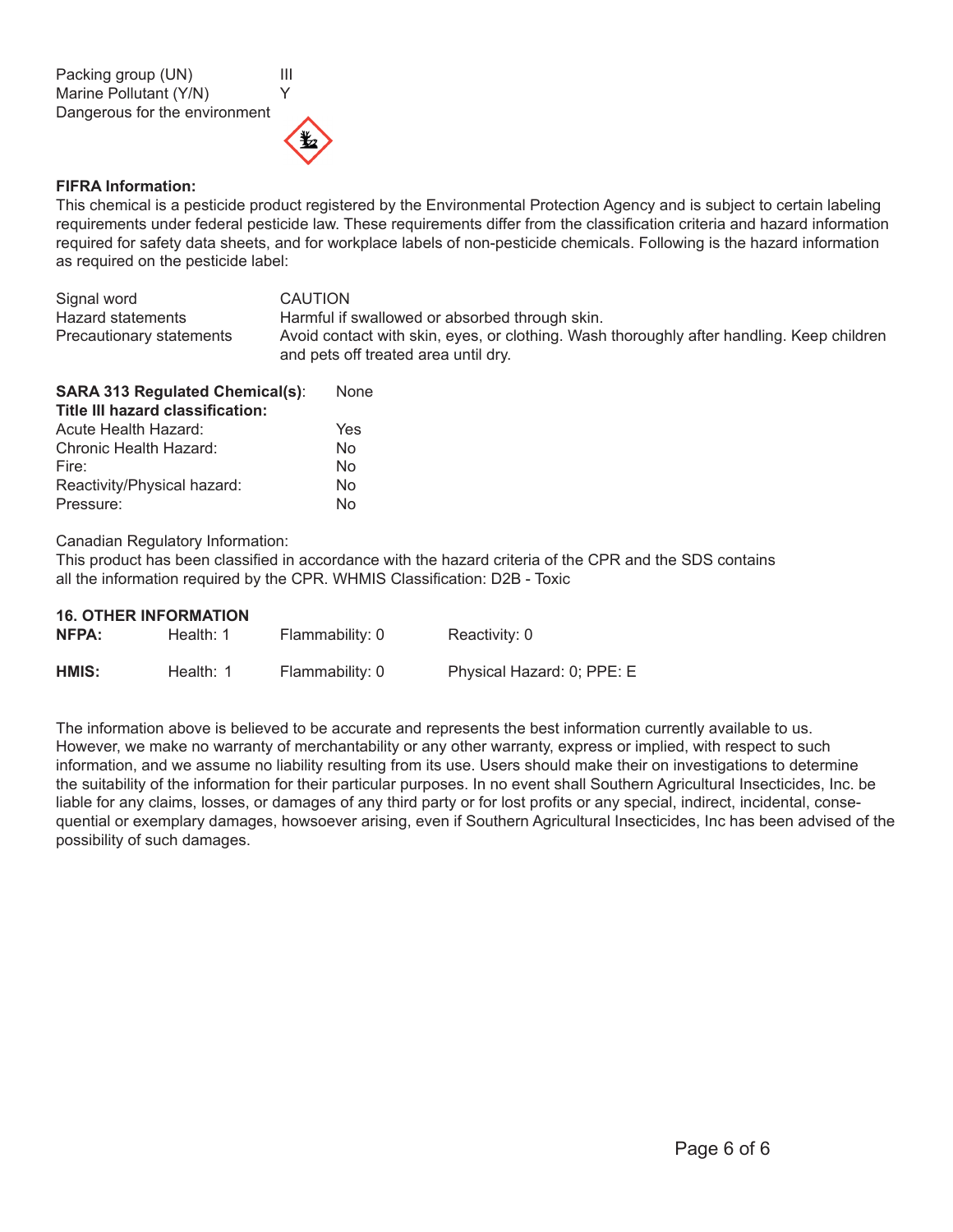| | |
|---|---|
| Packing group (UN) | III |
| Marine Pollutant (Y/N) | Y |
| Dangerous for the environment | |

**FIFRA Information:**
This chemical is a pesticide product registered by the Environmental Protection Agency and is subject to certain labeling requirements under federal pesticide law. These requirements differ from the classification criteria and hazard information required for safety data sheets, and for workplace labels of non-pesticide chemicals. Following is the hazard information as required on the pesticide label:

| | |
|---|---|
| Signal word | CAUTION |
| Hazard statements | Harmful if swallowed or absorbed through skin. |
| Precautionary statements | Avoid contact with skin, eyes, or clothing. Wash thoroughly after handling. Keep children and pets off treated area until dry. |

**SARA 313 Regulated Chemical(s)**: None

**Title III hazard classification:**

| | |
|---|---|
| Acute Health Hazard: | Yes |
| Chronic Health Hazard: | No |
| Fire: | No |
| Reactivity/Physical hazard: | No |
| Pressure: | No |

Canadian Regulatory Information:
This product has been classified in accordance with the hazard criteria of the CPR and the SDS contains all the information required by the CPR. WHMIS Classification: D2B - Toxic

## 16. OTHER INFORMATION

| | | | |
|---|---|---|---|
| **NFPA:** | Health: 1 | Flammability: 0 | Reactivity: 0 |
| **HMIS:** | Health: 1 | Flammability: 0 | Physical Hazard: 0; PPE: E |

The information above is believed to be accurate and represents the best information currently available to us. However, we make no warranty of merchantability or any other warranty, express or implied, with respect to such information, and we assume no liability resulting from its use. Users should make their on investigations to determine the suitability of the information for their particular purposes. In no event shall Southern Agricultural Insecticides, Inc. be liable for any claims, losses, or damages of any third party or for lost profits or any special, indirect, incidental, consequential or exemplary damages, howsoever arising, even if Southern Agricultural Insecticides, Inc has been advised of the possibility of such damages.